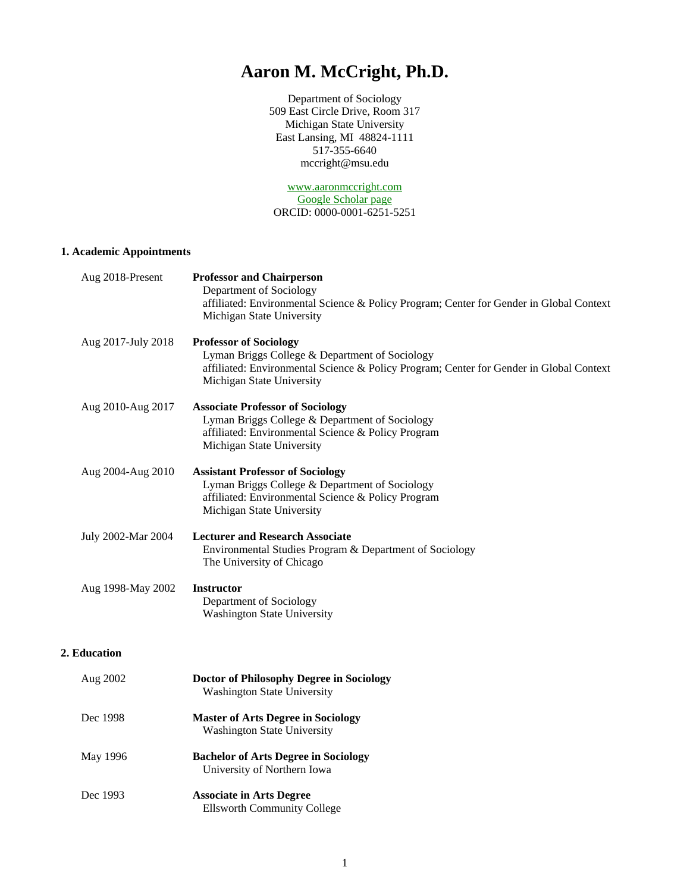# Aaron M. McCright, Ph.D.

Department of Sociology
509 East Circle Drive, Room 317
Michigan State University
East Lansing, MI 48824-1111
517-355-6640
mccright@msu.edu

www.aaronmccright.com
Google Scholar page
ORCID: 0000-0001-6251-5251

### 1. Academic Appointments

Aug 2018-Present — **Professor and Chairperson**
Department of Sociology
affiliated: Environmental Science & Policy Program; Center for Gender in Global Context
Michigan State University

Aug 2017-July 2018 — **Professor of Sociology**
Lyman Briggs College & Department of Sociology
affiliated: Environmental Science & Policy Program; Center for Gender in Global Context
Michigan State University

Aug 2010-Aug 2017 — **Associate Professor of Sociology**
Lyman Briggs College & Department of Sociology
affiliated: Environmental Science & Policy Program
Michigan State University

Aug 2004-Aug 2010 — **Assistant Professor of Sociology**
Lyman Briggs College & Department of Sociology
affiliated: Environmental Science & Policy Program
Michigan State University

July 2002-Mar 2004 — **Lecturer and Research Associate**
Environmental Studies Program & Department of Sociology
The University of Chicago

Aug 1998-May 2002 — **Instructor**
Department of Sociology
Washington State University

### 2. Education

Aug 2002 — **Doctor of Philosophy Degree in Sociology**
Washington State University

Dec 1998 — **Master of Arts Degree in Sociology**
Washington State University

May 1996 — **Bachelor of Arts Degree in Sociology**
University of Northern Iowa

Dec 1993 — **Associate in Arts Degree**
Ellsworth Community College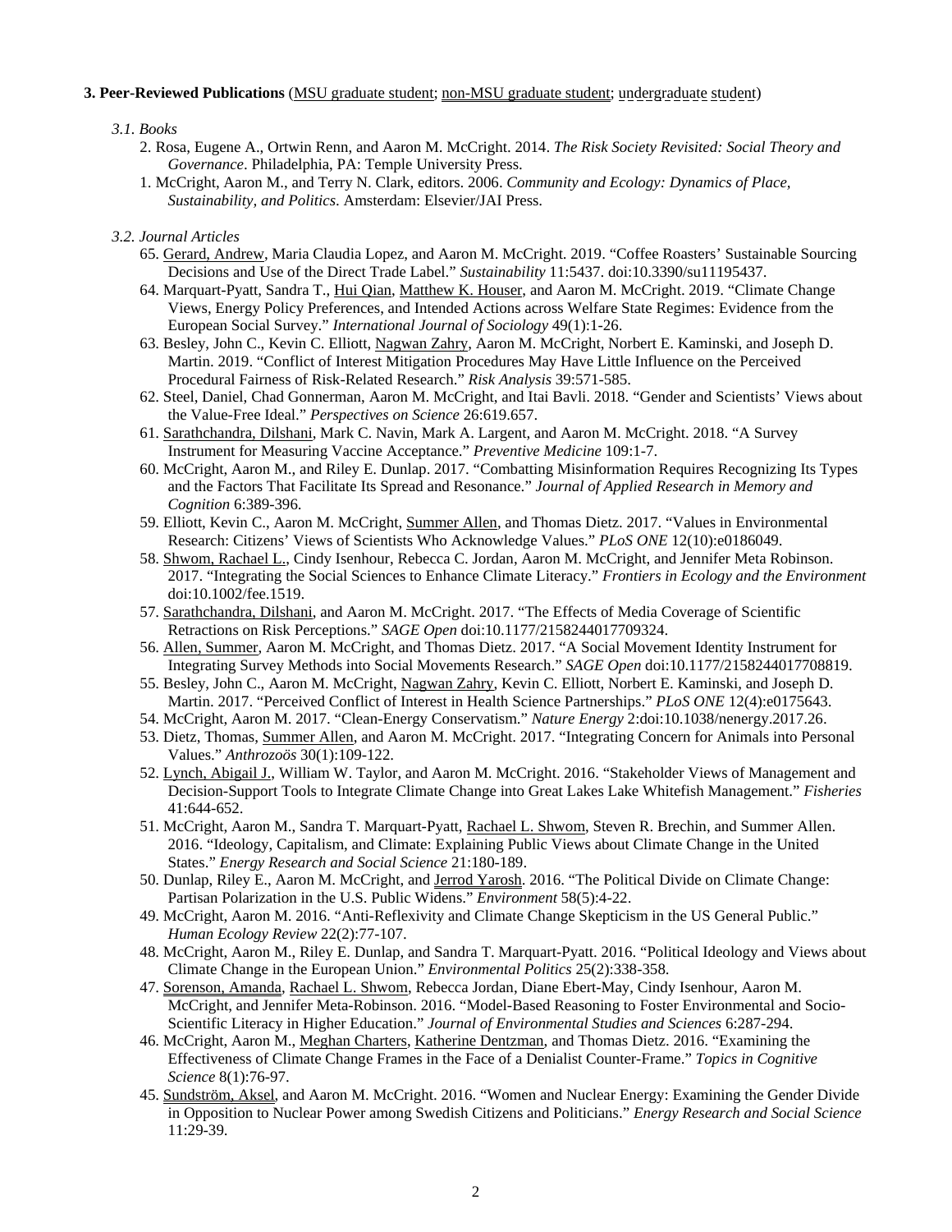**3. Peer-Reviewed Publications** (MSU graduate student; non-MSU graduate student; undergraduate student)

*3.1. Books*

2. Rosa, Eugene A., Ortwin Renn, and Aaron M. McCright. 2014. *The Risk Society Revisited: Social Theory and Governance*. Philadelphia, PA: Temple University Press.
1. McCright, Aaron M., and Terry N. Clark, editors. 2006. *Community and Ecology: Dynamics of Place, Sustainability, and Politics*. Amsterdam: Elsevier/JAI Press.

*3.2. Journal Articles*

65. Gerard, Andrew, Maria Claudia Lopez, and Aaron M. McCright. 2019. "Coffee Roasters' Sustainable Sourcing Decisions and Use of the Direct Trade Label." *Sustainability* 11:5437. doi:10.3390/su11195437.
64. Marquart-Pyatt, Sandra T., Hui Qian, Matthew K. Houser, and Aaron M. McCright. 2019. "Climate Change Views, Energy Policy Preferences, and Intended Actions across Welfare State Regimes: Evidence from the European Social Survey." *International Journal of Sociology* 49(1):1-26.
63. Besley, John C., Kevin C. Elliott, Nagwan Zahry, Aaron M. McCright, Norbert E. Kaminski, and Joseph D. Martin. 2019. "Conflict of Interest Mitigation Procedures May Have Little Influence on the Perceived Procedural Fairness of Risk-Related Research." *Risk Analysis* 39:571-585.
62. Steel, Daniel, Chad Gonnerman, Aaron M. McCright, and Itai Bavli. 2018. "Gender and Scientists' Views about the Value-Free Ideal." *Perspectives on Science* 26:619.657.
61. Sarathchandra, Dilshani, Mark C. Navin, Mark A. Largent, and Aaron M. McCright. 2018. "A Survey Instrument for Measuring Vaccine Acceptance." *Preventive Medicine* 109:1-7.
60. McCright, Aaron M., and Riley E. Dunlap. 2017. "Combatting Misinformation Requires Recognizing Its Types and the Factors That Facilitate Its Spread and Resonance." *Journal of Applied Research in Memory and Cognition* 6:389-396.
59. Elliott, Kevin C., Aaron M. McCright, Summer Allen, and Thomas Dietz. 2017. "Values in Environmental Research: Citizens' Views of Scientists Who Acknowledge Values." *PLoS ONE* 12(10):e0186049.
58. Shwom, Rachael L., Cindy Isenhour, Rebecca C. Jordan, Aaron M. McCright, and Jennifer Meta Robinson. 2017. "Integrating the Social Sciences to Enhance Climate Literacy." *Frontiers in Ecology and the Environment* doi:10.1002/fee.1519.
57. Sarathchandra, Dilshani, and Aaron M. McCright. 2017. "The Effects of Media Coverage of Scientific Retractions on Risk Perceptions." *SAGE Open* doi:10.1177/2158244017709324.
56. Allen, Summer, Aaron M. McCright, and Thomas Dietz. 2017. "A Social Movement Identity Instrument for Integrating Survey Methods into Social Movements Research." *SAGE Open* doi:10.1177/2158244017708819.
55. Besley, John C., Aaron M. McCright, Nagwan Zahry, Kevin C. Elliott, Norbert E. Kaminski, and Joseph D. Martin. 2017. "Perceived Conflict of Interest in Health Science Partnerships." *PLoS ONE* 12(4):e0175643.
54. McCright, Aaron M. 2017. "Clean-Energy Conservatism." *Nature Energy* 2:doi:10.1038/nenergy.2017.26.
53. Dietz, Thomas, Summer Allen, and Aaron M. McCright. 2017. "Integrating Concern for Animals into Personal Values." *Anthrozoös* 30(1):109-122.
52. Lynch, Abigail J., William W. Taylor, and Aaron M. McCright. 2016. "Stakeholder Views of Management and Decision-Support Tools to Integrate Climate Change into Great Lakes Lake Whitefish Management." *Fisheries* 41:644-652.
51. McCright, Aaron M., Sandra T. Marquart-Pyatt, Rachael L. Shwom, Steven R. Brechin, and Summer Allen. 2016. "Ideology, Capitalism, and Climate: Explaining Public Views about Climate Change in the United States." *Energy Research and Social Science* 21:180-189.
50. Dunlap, Riley E., Aaron M. McCright, and Jerrod Yarosh. 2016. "The Political Divide on Climate Change: Partisan Polarization in the U.S. Public Widens." *Environment* 58(5):4-22.
49. McCright, Aaron M. 2016. "Anti-Reflexivity and Climate Change Skepticism in the US General Public." *Human Ecology Review* 22(2):77-107.
48. McCright, Aaron M., Riley E. Dunlap, and Sandra T. Marquart-Pyatt. 2016. "Political Ideology and Views about Climate Change in the European Union." *Environmental Politics* 25(2):338-358.
47. Sorenson, Amanda, Rachael L. Shwom, Rebecca Jordan, Diane Ebert-May, Cindy Isenhour, Aaron M. McCright, and Jennifer Meta-Robinson. 2016. "Model-Based Reasoning to Foster Environmental and Socio-Scientific Literacy in Higher Education." *Journal of Environmental Studies and Sciences* 6:287-294.
46. McCright, Aaron M., Meghan Charters, Katherine Dentzman, and Thomas Dietz. 2016. "Examining the Effectiveness of Climate Change Frames in the Face of a Denialist Counter-Frame." *Topics in Cognitive Science* 8(1):76-97.
45. Sundström, Aksel, and Aaron M. McCright. 2016. "Women and Nuclear Energy: Examining the Gender Divide in Opposition to Nuclear Power among Swedish Citizens and Politicians." *Energy Research and Social Science* 11:29-39.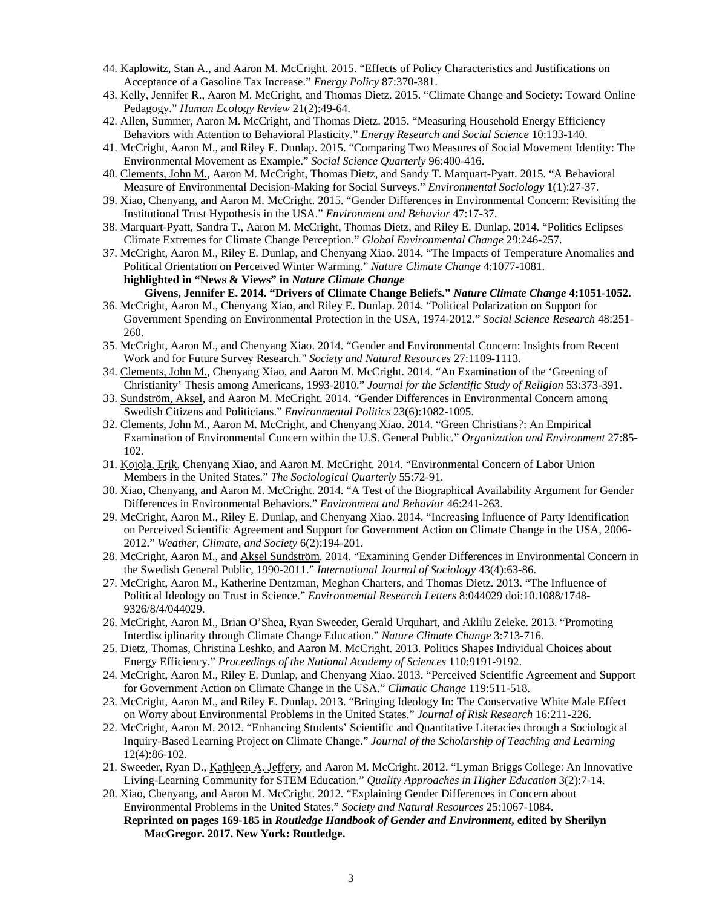44. Kaplowitz, Stan A., and Aaron M. McCright. 2015. "Effects of Policy Characteristics and Justifications on Acceptance of a Gasoline Tax Increase." *Energy Policy* 87:370-381.
43. Kelly, Jennifer R., Aaron M. McCright, and Thomas Dietz. 2015. "Climate Change and Society: Toward Online Pedagogy." *Human Ecology Review* 21(2):49-64.
42. Allen, Summer, Aaron M. McCright, and Thomas Dietz. 2015. "Measuring Household Energy Efficiency Behaviors with Attention to Behavioral Plasticity." *Energy Research and Social Science* 10:133-140.
41. McCright, Aaron M., and Riley E. Dunlap. 2015. "Comparing Two Measures of Social Movement Identity: The Environmental Movement as Example." *Social Science Quarterly* 96:400-416.
40. Clements, John M., Aaron M. McCright, Thomas Dietz, and Sandy T. Marquart-Pyatt. 2015. "A Behavioral Measure of Environmental Decision-Making for Social Surveys." *Environmental Sociology* 1(1):27-37.
39. Xiao, Chenyang, and Aaron M. McCright. 2015. "Gender Differences in Environmental Concern: Revisiting the Institutional Trust Hypothesis in the USA." *Environment and Behavior* 47:17-37.
38. Marquart-Pyatt, Sandra T., Aaron M. McCright, Thomas Dietz, and Riley E. Dunlap. 2014. "Politics Eclipses Climate Extremes for Climate Change Perception." *Global Environmental Change* 29:246-257.
37. McCright, Aaron M., Riley E. Dunlap, and Chenyang Xiao. 2014. "The Impacts of Temperature Anomalies and Political Orientation on Perceived Winter Warming." *Nature Climate Change* 4:1077-1081.
    **highlighted in "News & Views" in *Nature Climate Change***
    **Givens, Jennifer E. 2014. "Drivers of Climate Change Beliefs." *Nature Climate Change* 4:1051-1052.**
36. McCright, Aaron M., Chenyang Xiao, and Riley E. Dunlap. 2014. "Political Polarization on Support for Government Spending on Environmental Protection in the USA, 1974-2012." *Social Science Research* 48:251-260.
35. McCright, Aaron M., and Chenyang Xiao. 2014. "Gender and Environmental Concern: Insights from Recent Work and for Future Survey Research." *Society and Natural Resources* 27:1109-1113.
34. Clements, John M., Chenyang Xiao, and Aaron M. McCright. 2014. "An Examination of the 'Greening of Christianity' Thesis among Americans, 1993-2010." *Journal for the Scientific Study of Religion* 53:373-391.
33. Sundström, Aksel, and Aaron M. McCright. 2014. "Gender Differences in Environmental Concern among Swedish Citizens and Politicians." *Environmental Politics* 23(6):1082-1095.
32. Clements, John M., Aaron M. McCright, and Chenyang Xiao. 2014. "Green Christians?: An Empirical Examination of Environmental Concern within the U.S. General Public." *Organization and Environment* 27:85-102.
31. Kojola, Erik, Chenyang Xiao, and Aaron M. McCright. 2014. "Environmental Concern of Labor Union Members in the United States." *The Sociological Quarterly* 55:72-91.
30. Xiao, Chenyang, and Aaron M. McCright. 2014. "A Test of the Biographical Availability Argument for Gender Differences in Environmental Behaviors." *Environment and Behavior* 46:241-263.
29. McCright, Aaron M., Riley E. Dunlap, and Chenyang Xiao. 2014. "Increasing Influence of Party Identification on Perceived Scientific Agreement and Support for Government Action on Climate Change in the USA, 2006-2012." *Weather, Climate, and Society* 6(2):194-201.
28. McCright, Aaron M., and Aksel Sundström. 2014. "Examining Gender Differences in Environmental Concern in the Swedish General Public, 1990-2011." *International Journal of Sociology* 43(4):63-86.
27. McCright, Aaron M., Katherine Dentzman, Meghan Charters, and Thomas Dietz. 2013. "The Influence of Political Ideology on Trust in Science." *Environmental Research Letters* 8:044029 doi:10.1088/1748-9326/8/4/044029.
26. McCright, Aaron M., Brian O'Shea, Ryan Sweeder, Gerald Urquhart, and Aklilu Zeleke. 2013. "Promoting Interdisciplinarity through Climate Change Education." *Nature Climate Change* 3:713-716.
25. Dietz, Thomas, Christina Leshko, and Aaron M. McCright. 2013. Politics Shapes Individual Choices about Energy Efficiency." *Proceedings of the National Academy of Sciences* 110:9191-9192.
24. McCright, Aaron M., Riley E. Dunlap, and Chenyang Xiao. 2013. "Perceived Scientific Agreement and Support for Government Action on Climate Change in the USA." *Climatic Change* 119:511-518.
23. McCright, Aaron M., and Riley E. Dunlap. 2013. "Bringing Ideology In: The Conservative White Male Effect on Worry about Environmental Problems in the United States." *Journal of Risk Research* 16:211-226.
22. McCright, Aaron M. 2012. "Enhancing Students' Scientific and Quantitative Literacies through a Sociological Inquiry-Based Learning Project on Climate Change." *Journal of the Scholarship of Teaching and Learning* 12(4):86-102.
21. Sweeder, Ryan D., Kathleen A. Jeffery, and Aaron M. McCright. 2012. "Lyman Briggs College: An Innovative Living-Learning Community for STEM Education." *Quality Approaches in Higher Education* 3(2):7-14.
20. Xiao, Chenyang, and Aaron M. McCright. 2012. "Explaining Gender Differences in Concern about Environmental Problems in the United States." *Society and Natural Resources* 25:1067-1084.
    **Reprinted on pages 169-185 in *Routledge Handbook of Gender and Environment*, edited by Sherilyn MacGregor. 2017. New York: Routledge.**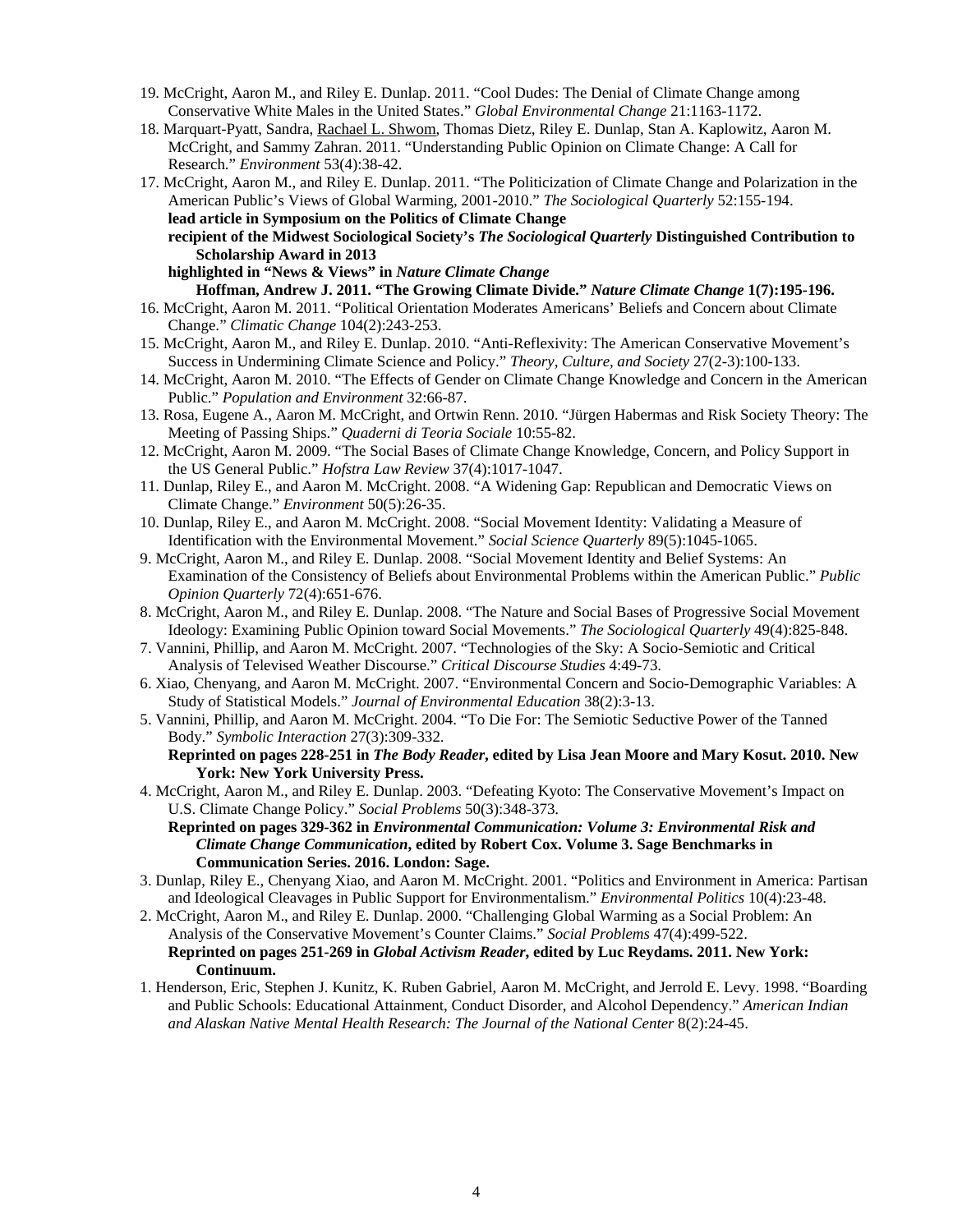19. McCright, Aaron M., and Riley E. Dunlap. 2011. "Cool Dudes: The Denial of Climate Change among Conservative White Males in the United States." *Global Environmental Change* 21:1163-1172.
18. Marquart-Pyatt, Sandra, Rachael L. Shwom, Thomas Dietz, Riley E. Dunlap, Stan A. Kaplowitz, Aaron M. McCright, and Sammy Zahran. 2011. "Understanding Public Opinion on Climate Change: A Call for Research." *Environment* 53(4):38-42.
17. McCright, Aaron M., and Riley E. Dunlap. 2011. "The Politicization of Climate Change and Polarization in the American Public's Views of Global Warming, 2001-2010." *The Sociological Quarterly* 52:155-194.
    **lead article in Symposium on the Politics of Climate Change**
    **recipient of the Midwest Sociological Society's *The Sociological Quarterly* Distinguished Contribution to Scholarship Award in 2013**
    **highlighted in "News & Views" in *Nature Climate Change***
    **Hoffman, Andrew J. 2011. "The Growing Climate Divide." *Nature Climate Change* 1(7):195-196.**
16. McCright, Aaron M. 2011. "Political Orientation Moderates Americans' Beliefs and Concern about Climate Change." *Climatic Change* 104(2):243-253.
15. McCright, Aaron M., and Riley E. Dunlap. 2010. "Anti-Reflexivity: The American Conservative Movement's Success in Undermining Climate Science and Policy." *Theory, Culture, and Society* 27(2-3):100-133.
14. McCright, Aaron M. 2010. "The Effects of Gender on Climate Change Knowledge and Concern in the American Public." *Population and Environment* 32:66-87.
13. Rosa, Eugene A., Aaron M. McCright, and Ortwin Renn. 2010. "Jürgen Habermas and Risk Society Theory: The Meeting of Passing Ships." *Quaderni di Teoria Sociale* 10:55-82.
12. McCright, Aaron M. 2009. "The Social Bases of Climate Change Knowledge, Concern, and Policy Support in the US General Public." *Hofstra Law Review* 37(4):1017-1047.
11. Dunlap, Riley E., and Aaron M. McCright. 2008. "A Widening Gap: Republican and Democratic Views on Climate Change." *Environment* 50(5):26-35.
10. Dunlap, Riley E., and Aaron M. McCright. 2008. "Social Movement Identity: Validating a Measure of Identification with the Environmental Movement." *Social Science Quarterly* 89(5):1045-1065.
9. McCright, Aaron M., and Riley E. Dunlap. 2008. "Social Movement Identity and Belief Systems: An Examination of the Consistency of Beliefs about Environmental Problems within the American Public." *Public Opinion Quarterly* 72(4):651-676.
8. McCright, Aaron M., and Riley E. Dunlap. 2008. "The Nature and Social Bases of Progressive Social Movement Ideology: Examining Public Opinion toward Social Movements." *The Sociological Quarterly* 49(4):825-848.
7. Vannini, Phillip, and Aaron M. McCright. 2007. "Technologies of the Sky: A Socio-Semiotic and Critical Analysis of Televised Weather Discourse." *Critical Discourse Studies* 4:49-73.
6. Xiao, Chenyang, and Aaron M. McCright. 2007. "Environmental Concern and Socio-Demographic Variables: A Study of Statistical Models." *Journal of Environmental Education* 38(2):3-13.
5. Vannini, Phillip, and Aaron M. McCright. 2004. "To Die For: The Semiotic Seductive Power of the Tanned Body." *Symbolic Interaction* 27(3):309-332.
    **Reprinted on pages 228-251 in *The Body Reader*, edited by Lisa Jean Moore and Mary Kosut. 2010. New York: New York University Press.**
4. McCright, Aaron M., and Riley E. Dunlap. 2003. "Defeating Kyoto: The Conservative Movement's Impact on U.S. Climate Change Policy." *Social Problems* 50(3):348-373.
    **Reprinted on pages 329-362 in *Environmental Communication: Volume 3: Environmental Risk and Climate Change Communication*, edited by Robert Cox. Volume 3. Sage Benchmarks in Communication Series. 2016. London: Sage.**
3. Dunlap, Riley E., Chenyang Xiao, and Aaron M. McCright. 2001. "Politics and Environment in America: Partisan and Ideological Cleavages in Public Support for Environmentalism." *Environmental Politics* 10(4):23-48.
2. McCright, Aaron M., and Riley E. Dunlap. 2000. "Challenging Global Warming as a Social Problem: An Analysis of the Conservative Movement's Counter Claims." *Social Problems* 47(4):499-522.
    **Reprinted on pages 251-269 in *Global Activism Reader*, edited by Luc Reydams. 2011. New York: Continuum.**
1. Henderson, Eric, Stephen J. Kunitz, K. Ruben Gabriel, Aaron M. McCright, and Jerrold E. Levy. 1998. "Boarding and Public Schools: Educational Attainment, Conduct Disorder, and Alcohol Dependency." *American Indian and Alaskan Native Mental Health Research: The Journal of the National Center* 8(2):24-45.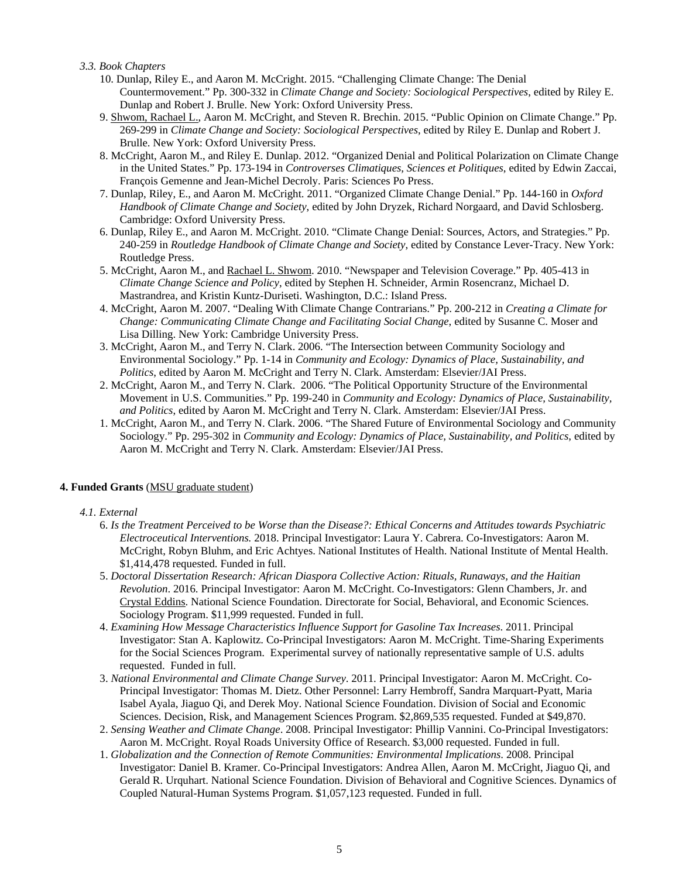*3.3. Book Chapters*

10. Dunlap, Riley E., and Aaron M. McCright. 2015. "Challenging Climate Change: The Denial Countermovement." Pp. 300-332 in *Climate Change and Society: Sociological Perspectives*, edited by Riley E. Dunlap and Robert J. Brulle. New York: Oxford University Press.
9. <u>Shwom, Rachael L.</u>, Aaron M. McCright, and Steven R. Brechin. 2015. "Public Opinion on Climate Change." Pp. 269-299 in *Climate Change and Society: Sociological Perspectives*, edited by Riley E. Dunlap and Robert J. Brulle. New York: Oxford University Press.
8. McCright, Aaron M., and Riley E. Dunlap. 2012. "Organized Denial and Political Polarization on Climate Change in the United States." Pp. 173-194 in *Controverses Climatiques, Sciences et Politiques*, edited by Edwin Zaccai, François Gemenne and Jean-Michel Decroly. Paris: Sciences Po Press.
7. Dunlap, Riley, E., and Aaron M. McCright. 2011. "Organized Climate Change Denial." Pp. 144-160 in *Oxford Handbook of Climate Change and Society*, edited by John Dryzek, Richard Norgaard, and David Schlosberg. Cambridge: Oxford University Press.
6. Dunlap, Riley E., and Aaron M. McCright. 2010. "Climate Change Denial: Sources, Actors, and Strategies." Pp. 240-259 in *Routledge Handbook of Climate Change and Society*, edited by Constance Lever-Tracy. New York: Routledge Press.
5. McCright, Aaron M., and <u>Rachael L. Shwom</u>. 2010. "Newspaper and Television Coverage." Pp. 405-413 in *Climate Change Science and Policy*, edited by Stephen H. Schneider, Armin Rosencranz, Michael D. Mastrandrea, and Kristin Kuntz-Duriseti. Washington, D.C.: Island Press.
4. McCright, Aaron M. 2007. "Dealing With Climate Change Contrarians." Pp. 200-212 in *Creating a Climate for Change: Communicating Climate Change and Facilitating Social Change*, edited by Susanne C. Moser and Lisa Dilling. New York: Cambridge University Press.
3. McCright, Aaron M., and Terry N. Clark. 2006. "The Intersection between Community Sociology and Environmental Sociology." Pp. 1-14 in *Community and Ecology: Dynamics of Place, Sustainability, and Politics*, edited by Aaron M. McCright and Terry N. Clark. Amsterdam: Elsevier/JAI Press.
2. McCright, Aaron M., and Terry N. Clark. 2006. "The Political Opportunity Structure of the Environmental Movement in U.S. Communities." Pp. 199-240 in *Community and Ecology: Dynamics of Place, Sustainability, and Politics*, edited by Aaron M. McCright and Terry N. Clark. Amsterdam: Elsevier/JAI Press.
1. McCright, Aaron M., and Terry N. Clark. 2006. "The Shared Future of Environmental Sociology and Community Sociology." Pp. 295-302 in *Community and Ecology: Dynamics of Place, Sustainability, and Politics*, edited by Aaron M. McCright and Terry N. Clark. Amsterdam: Elsevier/JAI Press.

**4. Funded Grants** (<u>MSU graduate student</u>)

*4.1. External*

6. *Is the Treatment Perceived to be Worse than the Disease?: Ethical Concerns and Attitudes towards Psychiatric Electroceutical Interventions.* 2018. Principal Investigator: Laura Y. Cabrera. Co-Investigators: Aaron M. McCright, Robyn Bluhm, and Eric Achtyes. National Institutes of Health. National Institute of Mental Health. $1,414,478 requested. Funded in full.
5. *Doctoral Dissertation Research: African Diaspora Collective Action: Rituals, Runaways, and the Haitian Revolution*. 2016. Principal Investigator: Aaron M. McCright. Co-Investigators: Glenn Chambers, Jr. and <u>Crystal Eddins</u>. National Science Foundation. Directorate for Social, Behavioral, and Economic Sciences. Sociology Program. $11,999 requested. Funded in full.
4. *Examining How Message Characteristics Influence Support for Gasoline Tax Increases*. 2011. Principal Investigator: Stan A. Kaplowitz. Co-Principal Investigators: Aaron M. McCright. Time-Sharing Experiments for the Social Sciences Program. Experimental survey of nationally representative sample of U.S. adults requested. Funded in full.
3. *National Environmental and Climate Change Survey*. 2011. Principal Investigator: Aaron M. McCright. Co-Principal Investigator: Thomas M. Dietz. Other Personnel: Larry Hembroff, Sandra Marquart-Pyatt, Maria Isabel Ayala, Jiaguo Qi, and Derek Moy. National Science Foundation. Division of Social and Economic Sciences. Decision, Risk, and Management Sciences Program. $2,869,535 requested. Funded at $49,870.
2. *Sensing Weather and Climate Change*. 2008. Principal Investigator: Phillip Vannini. Co-Principal Investigators: Aaron M. McCright. Royal Roads University Office of Research. $3,000 requested. Funded in full.
1. *Globalization and the Connection of Remote Communities: Environmental Implications*. 2008. Principal Investigator: Daniel B. Kramer. Co-Principal Investigators: Andrea Allen, Aaron M. McCright, Jiaguo Qi, and Gerald R. Urquhart. National Science Foundation. Division of Behavioral and Cognitive Sciences. Dynamics of Coupled Natural-Human Systems Program. $1,057,123 requested. Funded in full.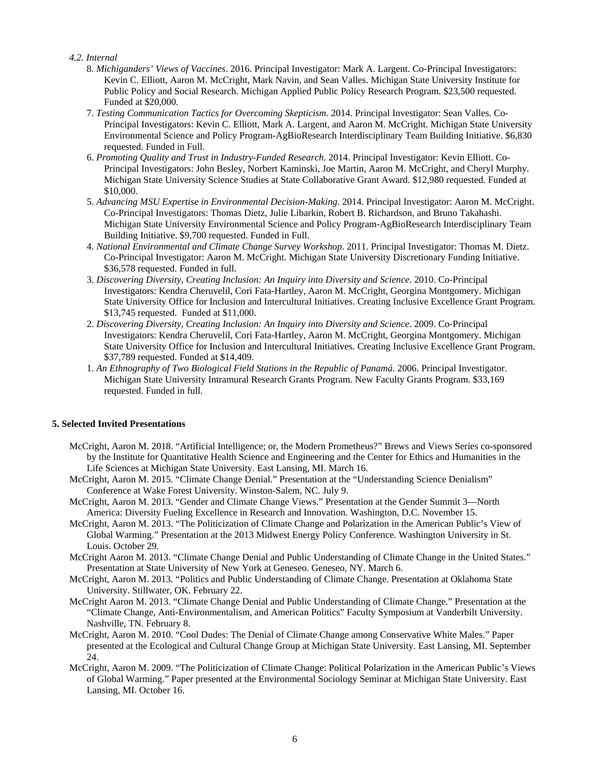*4.2. Internal*

8. *Michiganders' Views of Vaccines*. 2016. Principal Investigator: Mark A. Largent. Co-Principal Investigators: Kevin C. Elliott, Aaron M. McCright, Mark Navin, and Sean Valles. Michigan State University Institute for Public Policy and Social Research. Michigan Applied Public Policy Research Program. $23,500 requested. Funded at $20,000.
7. *Testing Communication Tactics for Overcoming Skepticism*. 2014. Principal Investigator: Sean Valles. Co-Principal Investigators: Kevin C. Elliott, Mark A. Largent, and Aaron M. McCright. Michigan State University Environmental Science and Policy Program-AgBioResearch Interdisciplinary Team Building Initiative. $6,830 requested. Funded in Full.
6. *Promoting Quality and Trust in Industry-Funded Research*. 2014. Principal Investigator: Kevin Elliott. Co-Principal Investigators: John Besley, Norbert Kaminski, Joe Martin, Aaron M. McCright, and Cheryl Murphy. Michigan State University Science Studies at State Collaborative Grant Award. $12,980 requested. Funded at $10,000.
5. *Advancing MSU Expertise in Environmental Decision-Making*. 2014. Principal Investigator: Aaron M. McCright. Co-Principal Investigators: Thomas Dietz, Julie Libarkin, Robert B. Richardson, and Bruno Takahashi. Michigan State University Environmental Science and Policy Program-AgBioResearch Interdisciplinary Team Building Initiative. $9,700 requested. Funded in Full.
4. *National Environmental and Climate Change Survey Workshop*. 2011. Principal Investigator: Thomas M. Dietz. Co-Principal Investigator: Aaron M. McCright. Michigan State University Discretionary Funding Initiative. $36,578 requested. Funded in full.
3. *Discovering Diversity, Creating Inclusion: An Inquiry into Diversity and Science*. 2010. Co-Principal Investigators: Kendra Cheruvelil, Cori Fata-Hartley, Aaron M. McCright, Georgina Montgomery. Michigan State University Office for Inclusion and Intercultural Initiatives. Creating Inclusive Excellence Grant Program. $13,745 requested. Funded at $11,000.
2. *Discovering Diversity, Creating Inclusion: An Inquiry into Diversity and Science*. 2009. Co-Principal Investigators: Kendra Cheruvelil, Cori Fata-Hartley, Aaron M. McCright, Georgina Montgomery. Michigan State University Office for Inclusion and Intercultural Initiatives. Creating Inclusive Excellence Grant Program. $37,789 requested. Funded at $14,409.
1. *An Ethnography of Two Biological Field Stations in the Republic of Panamá*. 2006. Principal Investigator. Michigan State University Intramural Research Grants Program. New Faculty Grants Program. $33,169 requested. Funded in full.

## 5. Selected Invited Presentations

McCright, Aaron M. 2018. "Artificial Intelligence; or, the Modern Prometheus?" Brews and Views Series co-sponsored by the Institute for Quantitative Health Science and Engineering and the Center for Ethics and Humanities in the Life Sciences at Michigan State University. East Lansing, MI. March 16.

McCright, Aaron M. 2015. "Climate Change Denial." Presentation at the "Understanding Science Denialism" Conference at Wake Forest University. Winston-Salem, NC. July 9.

McCright, Aaron M. 2013. "Gender and Climate Change Views." Presentation at the Gender Summit 3—North America: Diversity Fueling Excellence in Research and Innovation. Washington, D.C. November 15.

McCright, Aaron M. 2013. "The Politicization of Climate Change and Polarization in the American Public's View of Global Warming." Presentation at the 2013 Midwest Energy Policy Conference. Washington University in St. Louis. October 29.

McCright Aaron M. 2013. "Climate Change Denial and Public Understanding of Climate Change in the United States." Presentation at State University of New York at Geneseo. Geneseo, NY. March 6.

McCright, Aaron M. 2013. "Politics and Public Understanding of Climate Change. Presentation at Oklahoma State University. Stillwater, OK. February 22.

McCright Aaron M. 2013. "Climate Change Denial and Public Understanding of Climate Change." Presentation at the "Climate Change, Anti-Environmentalism, and American Politics" Faculty Symposium at Vanderbilt University. Nashville, TN. February 8.

McCright, Aaron M. 2010. "Cool Dudes: The Denial of Climate Change among Conservative White Males." Paper presented at the Ecological and Cultural Change Group at Michigan State University. East Lansing, MI. September 24.

McCright, Aaron M. 2009. "The Politicization of Climate Change: Political Polarization in the American Public's Views of Global Warming." Paper presented at the Environmental Sociology Seminar at Michigan State University. East Lansing, MI. October 16.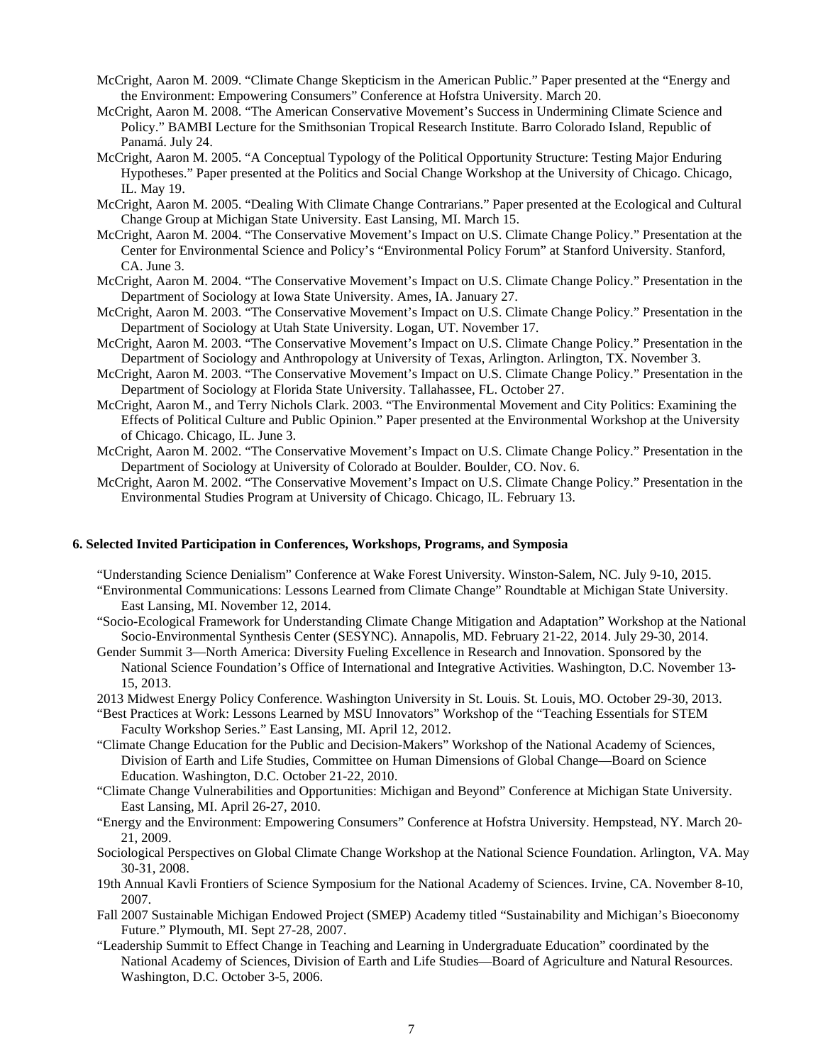McCright, Aaron M. 2009. "Climate Change Skepticism in the American Public." Paper presented at the "Energy and the Environment: Empowering Consumers" Conference at Hofstra University. March 20.

McCright, Aaron M. 2008. "The American Conservative Movement's Success in Undermining Climate Science and Policy." BAMBI Lecture for the Smithsonian Tropical Research Institute. Barro Colorado Island, Republic of Panamá. July 24.

McCright, Aaron M. 2005. "A Conceptual Typology of the Political Opportunity Structure: Testing Major Enduring Hypotheses." Paper presented at the Politics and Social Change Workshop at the University of Chicago. Chicago, IL. May 19.

McCright, Aaron M. 2005. "Dealing With Climate Change Contrarians." Paper presented at the Ecological and Cultural Change Group at Michigan State University. East Lansing, MI. March 15.

McCright, Aaron M. 2004. "The Conservative Movement's Impact on U.S. Climate Change Policy." Presentation at the Center for Environmental Science and Policy's "Environmental Policy Forum" at Stanford University. Stanford, CA. June 3.

McCright, Aaron M. 2004. "The Conservative Movement's Impact on U.S. Climate Change Policy." Presentation in the Department of Sociology at Iowa State University. Ames, IA. January 27.

McCright, Aaron M. 2003. "The Conservative Movement's Impact on U.S. Climate Change Policy." Presentation in the Department of Sociology at Utah State University. Logan, UT. November 17.

McCright, Aaron M. 2003. "The Conservative Movement's Impact on U.S. Climate Change Policy." Presentation in the Department of Sociology and Anthropology at University of Texas, Arlington. Arlington, TX. November 3.

McCright, Aaron M. 2003. "The Conservative Movement's Impact on U.S. Climate Change Policy." Presentation in the Department of Sociology at Florida State University. Tallahassee, FL. October 27.

McCright, Aaron M., and Terry Nichols Clark. 2003. "The Environmental Movement and City Politics: Examining the Effects of Political Culture and Public Opinion." Paper presented at the Environmental Workshop at the University of Chicago. Chicago, IL. June 3.

McCright, Aaron M. 2002. "The Conservative Movement's Impact on U.S. Climate Change Policy." Presentation in the Department of Sociology at University of Colorado at Boulder. Boulder, CO. Nov. 6.

McCright, Aaron M. 2002. "The Conservative Movement's Impact on U.S. Climate Change Policy." Presentation in the Environmental Studies Program at University of Chicago. Chicago, IL. February 13.

### 6. Selected Invited Participation in Conferences, Workshops, Programs, and Symposia

"Understanding Science Denialism" Conference at Wake Forest University. Winston-Salem, NC. July 9-10, 2015.

"Environmental Communications: Lessons Learned from Climate Change" Roundtable at Michigan State University. East Lansing, MI. November 12, 2014.

"Socio-Ecological Framework for Understanding Climate Change Mitigation and Adaptation" Workshop at the National Socio-Environmental Synthesis Center (SESYNC). Annapolis, MD. February 21-22, 2014. July 29-30, 2014.

Gender Summit 3—North America: Diversity Fueling Excellence in Research and Innovation. Sponsored by the National Science Foundation's Office of International and Integrative Activities. Washington, D.C. November 13-15, 2013.

2013 Midwest Energy Policy Conference. Washington University in St. Louis. St. Louis, MO. October 29-30, 2013.

"Best Practices at Work: Lessons Learned by MSU Innovators" Workshop of the "Teaching Essentials for STEM Faculty Workshop Series." East Lansing, MI. April 12, 2012.

"Climate Change Education for the Public and Decision-Makers" Workshop of the National Academy of Sciences, Division of Earth and Life Studies, Committee on Human Dimensions of Global Change—Board on Science Education. Washington, D.C. October 21-22, 2010.

"Climate Change Vulnerabilities and Opportunities: Michigan and Beyond" Conference at Michigan State University. East Lansing, MI. April 26-27, 2010.

"Energy and the Environment: Empowering Consumers" Conference at Hofstra University. Hempstead, NY. March 20-21, 2009.

Sociological Perspectives on Global Climate Change Workshop at the National Science Foundation. Arlington, VA. May 30-31, 2008.

19th Annual Kavli Frontiers of Science Symposium for the National Academy of Sciences. Irvine, CA. November 8-10, 2007.

Fall 2007 Sustainable Michigan Endowed Project (SMEP) Academy titled "Sustainability and Michigan's Bioeconomy Future." Plymouth, MI. Sept 27-28, 2007.

"Leadership Summit to Effect Change in Teaching and Learning in Undergraduate Education" coordinated by the National Academy of Sciences, Division of Earth and Life Studies—Board of Agriculture and Natural Resources. Washington, D.C. October 3-5, 2006.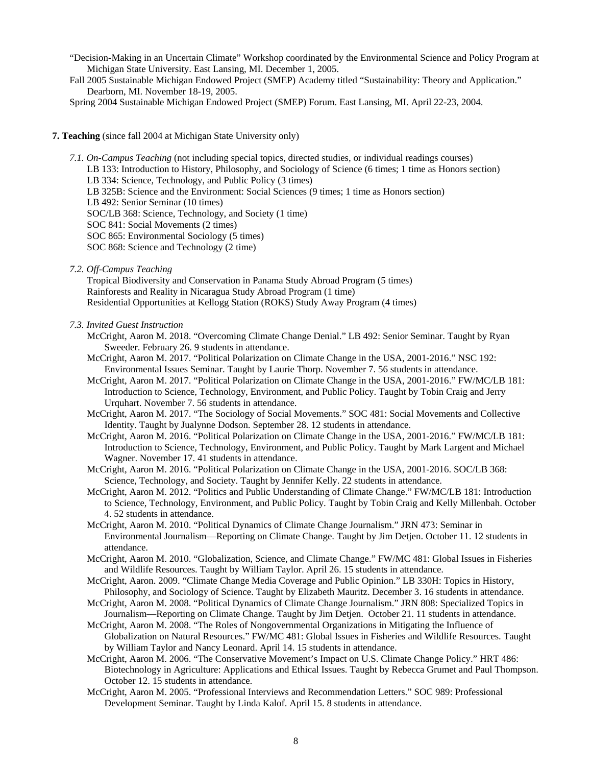"Decision-Making in an Uncertain Climate" Workshop coordinated by the Environmental Science and Policy Program at Michigan State University. East Lansing, MI. December 1, 2005.

Fall 2005 Sustainable Michigan Endowed Project (SMEP) Academy titled "Sustainability: Theory and Application." Dearborn, MI. November 18-19, 2005.

Spring 2004 Sustainable Michigan Endowed Project (SMEP) Forum. East Lansing, MI. April 22-23, 2004.

**7. Teaching** (since fall 2004 at Michigan State University only)

*7.1. On-Campus Teaching* (not including special topics, directed studies, or individual readings courses)

LB 133: Introduction to History, Philosophy, and Sociology of Science (6 times; 1 time as Honors section)
LB 334: Science, Technology, and Public Policy (3 times)
LB 325B: Science and the Environment: Social Sciences (9 times; 1 time as Honors section)
LB 492: Senior Seminar (10 times)
SOC/LB 368: Science, Technology, and Society (1 time)
SOC 841: Social Movements (2 times)
SOC 865: Environmental Sociology (5 times)
SOC 868: Science and Technology (2 time)

*7.2. Off-Campus Teaching*

Tropical Biodiversity and Conservation in Panama Study Abroad Program (5 times)
Rainforests and Reality in Nicaragua Study Abroad Program (1 time)
Residential Opportunities at Kellogg Station (ROKS) Study Away Program (4 times)

*7.3. Invited Guest Instruction*

McCright, Aaron M. 2018. "Overcoming Climate Change Denial." LB 492: Senior Seminar. Taught by Ryan Sweeder. February 26. 9 students in attendance.

McCright, Aaron M. 2017. "Political Polarization on Climate Change in the USA, 2001-2016." NSC 192: Environmental Issues Seminar. Taught by Laurie Thorp. November 7. 56 students in attendance.

McCright, Aaron M. 2017. "Political Polarization on Climate Change in the USA, 2001-2016." FW/MC/LB 181: Introduction to Science, Technology, Environment, and Public Policy. Taught by Tobin Craig and Jerry Urquhart. November 7. 56 students in attendance.

McCright, Aaron M. 2017. "The Sociology of Social Movements." SOC 481: Social Movements and Collective Identity. Taught by Jualynne Dodson. September 28. 12 students in attendance.

McCright, Aaron M. 2016. "Political Polarization on Climate Change in the USA, 2001-2016." FW/MC/LB 181: Introduction to Science, Technology, Environment, and Public Policy. Taught by Mark Largent and Michael Wagner. November 17. 41 students in attendance.

McCright, Aaron M. 2016. "Political Polarization on Climate Change in the USA, 2001-2016. SOC/LB 368: Science, Technology, and Society. Taught by Jennifer Kelly. 22 students in attendance.

McCright, Aaron M. 2012. "Politics and Public Understanding of Climate Change." FW/MC/LB 181: Introduction to Science, Technology, Environment, and Public Policy. Taught by Tobin Craig and Kelly Millenbah. October 4. 52 students in attendance.

McCright, Aaron M. 2010. "Political Dynamics of Climate Change Journalism." JRN 473: Seminar in Environmental Journalism—Reporting on Climate Change. Taught by Jim Detjen. October 11. 12 students in attendance.

McCright, Aaron M. 2010. "Globalization, Science, and Climate Change." FW/MC 481: Global Issues in Fisheries and Wildlife Resources. Taught by William Taylor. April 26. 15 students in attendance.

McCright, Aaron. 2009. "Climate Change Media Coverage and Public Opinion." LB 330H: Topics in History, Philosophy, and Sociology of Science. Taught by Elizabeth Mauritz. December 3. 16 students in attendance.

McCright, Aaron M. 2008. "Political Dynamics of Climate Change Journalism." JRN 808: Specialized Topics in Journalism—Reporting on Climate Change. Taught by Jim Detjen. October 21. 11 students in attendance.

McCright, Aaron M. 2008. "The Roles of Nongovernmental Organizations in Mitigating the Influence of Globalization on Natural Resources." FW/MC 481: Global Issues in Fisheries and Wildlife Resources. Taught by William Taylor and Nancy Leonard. April 14. 15 students in attendance.

McCright, Aaron M. 2006. "The Conservative Movement's Impact on U.S. Climate Change Policy." HRT 486: Biotechnology in Agriculture: Applications and Ethical Issues. Taught by Rebecca Grumet and Paul Thompson. October 12. 15 students in attendance.

McCright, Aaron M. 2005. "Professional Interviews and Recommendation Letters." SOC 989: Professional Development Seminar. Taught by Linda Kalof. April 15. 8 students in attendance.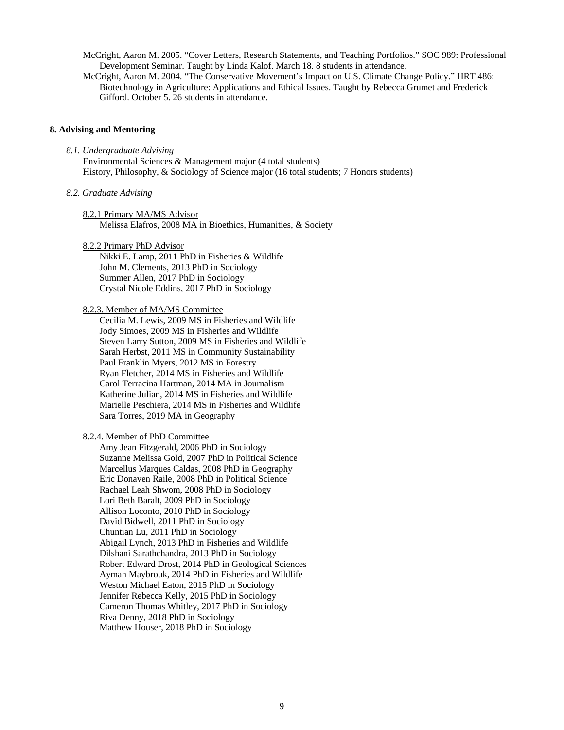McCright, Aaron M. 2005. "Cover Letters, Research Statements, and Teaching Portfolios." SOC 989: Professional Development Seminar. Taught by Linda Kalof. March 18. 8 students in attendance.

McCright, Aaron M. 2004. "The Conservative Movement's Impact on U.S. Climate Change Policy." HRT 486: Biotechnology in Agriculture: Applications and Ethical Issues. Taught by Rebecca Grumet and Frederick Gifford. October 5. 26 students in attendance.

## 8. Advising and Mentoring

*8.1. Undergraduate Advising*

Environmental Sciences & Management major (4 total students)
History, Philosophy, & Sociology of Science major (16 total students; 7 Honors students)

*8.2. Graduate Advising*

8.2.1 Primary MA/MS Advisor

Melissa Elafros, 2008 MA in Bioethics, Humanities, & Society

8.2.2 Primary PhD Advisor

Nikki E. Lamp, 2011 PhD in Fisheries & Wildlife
John M. Clements, 2013 PhD in Sociology
Summer Allen, 2017 PhD in Sociology
Crystal Nicole Eddins, 2017 PhD in Sociology

8.2.3. Member of MA/MS Committee

Cecilia M. Lewis, 2009 MS in Fisheries and Wildlife
Jody Simoes, 2009 MS in Fisheries and Wildlife
Steven Larry Sutton, 2009 MS in Fisheries and Wildlife
Sarah Herbst, 2011 MS in Community Sustainability
Paul Franklin Myers, 2012 MS in Forestry
Ryan Fletcher, 2014 MS in Fisheries and Wildlife
Carol Terracina Hartman, 2014 MA in Journalism
Katherine Julian, 2014 MS in Fisheries and Wildlife
Marielle Peschiera, 2014 MS in Fisheries and Wildlife
Sara Torres, 2019 MA in Geography

8.2.4. Member of PhD Committee

Amy Jean Fitzgerald, 2006 PhD in Sociology
Suzanne Melissa Gold, 2007 PhD in Political Science
Marcellus Marques Caldas, 2008 PhD in Geography
Eric Donaven Raile, 2008 PhD in Political Science
Rachael Leah Shwom, 2008 PhD in Sociology
Lori Beth Baralt, 2009 PhD in Sociology
Allison Loconto, 2010 PhD in Sociology
David Bidwell, 2011 PhD in Sociology
Chuntian Lu, 2011 PhD in Sociology
Abigail Lynch, 2013 PhD in Fisheries and Wildlife
Dilshani Sarathchandra, 2013 PhD in Sociology
Robert Edward Drost, 2014 PhD in Geological Sciences
Ayman Maybrouk, 2014 PhD in Fisheries and Wildlife
Weston Michael Eaton, 2015 PhD in Sociology
Jennifer Rebecca Kelly, 2015 PhD in Sociology
Cameron Thomas Whitley, 2017 PhD in Sociology
Riva Denny, 2018 PhD in Sociology
Matthew Houser, 2018 PhD in Sociology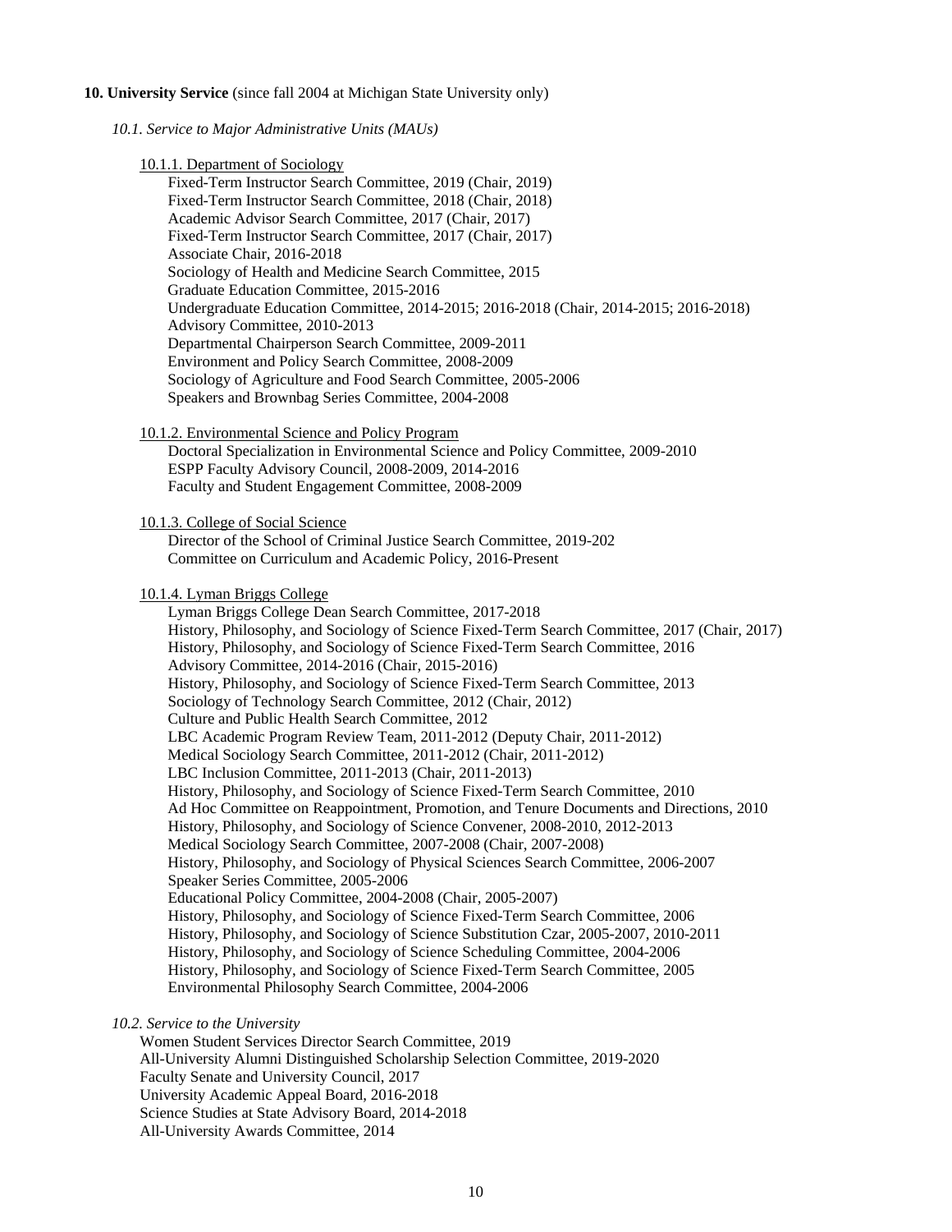## 10. University Service (since fall 2004 at Michigan State University only)

### *10.1. Service to Major Administrative Units (MAUs)*

#### 10.1.1. Department of Sociology

Fixed-Term Instructor Search Committee, 2019 (Chair, 2019)
Fixed-Term Instructor Search Committee, 2018 (Chair, 2018)
Academic Advisor Search Committee, 2017 (Chair, 2017)
Fixed-Term Instructor Search Committee, 2017 (Chair, 2017)
Associate Chair, 2016-2018
Sociology of Health and Medicine Search Committee, 2015
Graduate Education Committee, 2015-2016
Undergraduate Education Committee, 2014-2015; 2016-2018 (Chair, 2014-2015; 2016-2018)
Advisory Committee, 2010-2013
Departmental Chairperson Search Committee, 2009-2011
Environment and Policy Search Committee, 2008-2009
Sociology of Agriculture and Food Search Committee, 2005-2006
Speakers and Brownbag Series Committee, 2004-2008

#### 10.1.2. Environmental Science and Policy Program

Doctoral Specialization in Environmental Science and Policy Committee, 2009-2010
ESPP Faculty Advisory Council, 2008-2009, 2014-2016
Faculty and Student Engagement Committee, 2008-2009

#### 10.1.3. College of Social Science

Director of the School of Criminal Justice Search Committee, 2019-202
Committee on Curriculum and Academic Policy, 2016-Present

#### 10.1.4. Lyman Briggs College

Lyman Briggs College Dean Search Committee, 2017-2018
History, Philosophy, and Sociology of Science Fixed-Term Search Committee, 2017 (Chair, 2017)
History, Philosophy, and Sociology of Science Fixed-Term Search Committee, 2016
Advisory Committee, 2014-2016 (Chair, 2015-2016)
History, Philosophy, and Sociology of Science Fixed-Term Search Committee, 2013
Sociology of Technology Search Committee, 2012 (Chair, 2012)
Culture and Public Health Search Committee, 2012
LBC Academic Program Review Team, 2011-2012 (Deputy Chair, 2011-2012)
Medical Sociology Search Committee, 2011-2012 (Chair, 2011-2012)
LBC Inclusion Committee, 2011-2013 (Chair, 2011-2013)
History, Philosophy, and Sociology of Science Fixed-Term Search Committee, 2010
Ad Hoc Committee on Reappointment, Promotion, and Tenure Documents and Directions, 2010
History, Philosophy, and Sociology of Science Convener, 2008-2010, 2012-2013
Medical Sociology Search Committee, 2007-2008 (Chair, 2007-2008)
History, Philosophy, and Sociology of Physical Sciences Search Committee, 2006-2007
Speaker Series Committee, 2005-2006
Educational Policy Committee, 2004-2008 (Chair, 2005-2007)
History, Philosophy, and Sociology of Science Fixed-Term Search Committee, 2006
History, Philosophy, and Sociology of Science Substitution Czar, 2005-2007, 2010-2011
History, Philosophy, and Sociology of Science Scheduling Committee, 2004-2006
History, Philosophy, and Sociology of Science Fixed-Term Search Committee, 2005
Environmental Philosophy Search Committee, 2004-2006

### *10.2. Service to the University*

Women Student Services Director Search Committee, 2019
All-University Alumni Distinguished Scholarship Selection Committee, 2019-2020
Faculty Senate and University Council, 2017
University Academic Appeal Board, 2016-2018
Science Studies at State Advisory Board, 2014-2018
All-University Awards Committee, 2014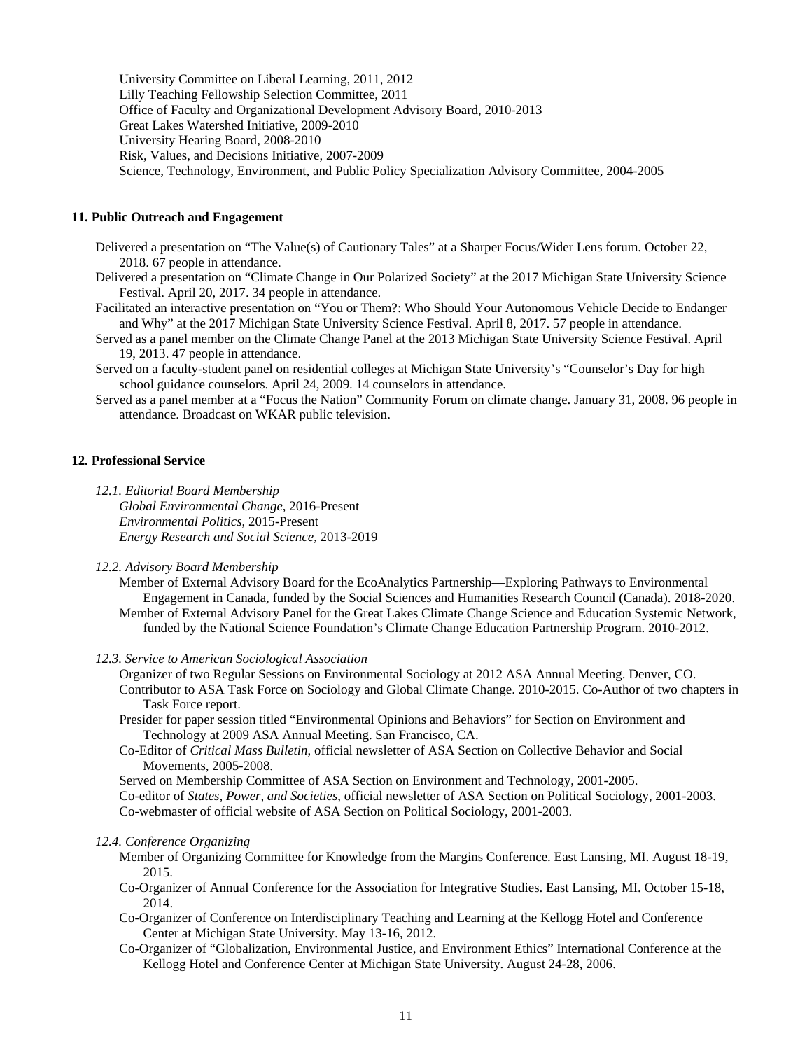University Committee on Liberal Learning, 2011, 2012
Lilly Teaching Fellowship Selection Committee, 2011
Office of Faculty and Organizational Development Advisory Board, 2010-2013
Great Lakes Watershed Initiative, 2009-2010
University Hearing Board, 2008-2010
Risk, Values, and Decisions Initiative, 2007-2009
Science, Technology, Environment, and Public Policy Specialization Advisory Committee, 2004-2005

**11. Public Outreach and Engagement**

Delivered a presentation on "The Value(s) of Cautionary Tales" at a Sharper Focus/Wider Lens forum. October 22, 2018. 67 people in attendance.

Delivered a presentation on "Climate Change in Our Polarized Society" at the 2017 Michigan State University Science Festival. April 20, 2017. 34 people in attendance.

Facilitated an interactive presentation on "You or Them?: Who Should Your Autonomous Vehicle Decide to Endanger and Why" at the 2017 Michigan State University Science Festival. April 8, 2017. 57 people in attendance.

Served as a panel member on the Climate Change Panel at the 2013 Michigan State University Science Festival. April 19, 2013. 47 people in attendance.

Served on a faculty-student panel on residential colleges at Michigan State University's "Counselor's Day for high school guidance counselors. April 24, 2009. 14 counselors in attendance.

Served as a panel member at a "Focus the Nation" Community Forum on climate change. January 31, 2008. 96 people in attendance. Broadcast on WKAR public television.

**12. Professional Service**

*12.1. Editorial Board Membership*

*Global Environmental Change*, 2016-Present
*Environmental Politics*, 2015-Present
*Energy Research and Social Science*, 2013-2019

*12.2. Advisory Board Membership*

Member of External Advisory Board for the EcoAnalytics Partnership—Exploring Pathways to Environmental Engagement in Canada, funded by the Social Sciences and Humanities Research Council (Canada). 2018-2020.

Member of External Advisory Panel for the Great Lakes Climate Change Science and Education Systemic Network, funded by the National Science Foundation's Climate Change Education Partnership Program. 2010-2012.

*12.3. Service to American Sociological Association*

Organizer of two Regular Sessions on Environmental Sociology at 2012 ASA Annual Meeting. Denver, CO.

Contributor to ASA Task Force on Sociology and Global Climate Change. 2010-2015. Co-Author of two chapters in Task Force report.

Presider for paper session titled "Environmental Opinions and Behaviors" for Section on Environment and Technology at 2009 ASA Annual Meeting. San Francisco, CA.

Co-Editor of *Critical Mass Bulletin*, official newsletter of ASA Section on Collective Behavior and Social Movements, 2005-2008.

Served on Membership Committee of ASA Section on Environment and Technology, 2001-2005.

Co-editor of *States, Power, and Societies*, official newsletter of ASA Section on Political Sociology, 2001-2003.

Co-webmaster of official website of ASA Section on Political Sociology, 2001-2003.

*12.4. Conference Organizing*

Member of Organizing Committee for Knowledge from the Margins Conference. East Lansing, MI. August 18-19, 2015.

Co-Organizer of Annual Conference for the Association for Integrative Studies. East Lansing, MI. October 15-18, 2014.

Co-Organizer of Conference on Interdisciplinary Teaching and Learning at the Kellogg Hotel and Conference Center at Michigan State University. May 13-16, 2012.

Co-Organizer of "Globalization, Environmental Justice, and Environment Ethics" International Conference at the Kellogg Hotel and Conference Center at Michigan State University. August 24-28, 2006.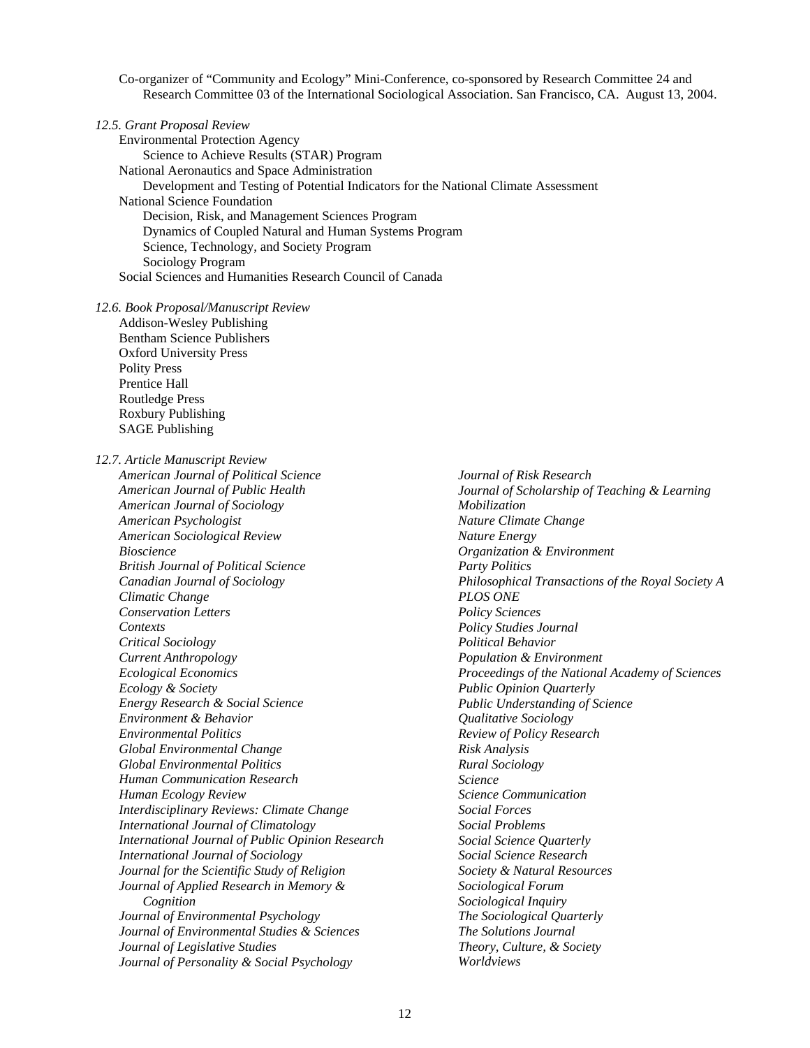Co-organizer of "Community and Ecology" Mini-Conference, co-sponsored by Research Committee 24 and Research Committee 03 of the International Sociological Association. San Francisco, CA. August 13, 2004.

*12.5. Grant Proposal Review*

Environmental Protection Agency
- Science to Achieve Results (STAR) Program

National Aeronautics and Space Administration
- Development and Testing of Potential Indicators for the National Climate Assessment

National Science Foundation
- Decision, Risk, and Management Sciences Program
- Dynamics of Coupled Natural and Human Systems Program
- Science, Technology, and Society Program
- Sociology Program

Social Sciences and Humanities Research Council of Canada

*12.6. Book Proposal/Manuscript Review*

Addison-Wesley Publishing
Bentham Science Publishers
Oxford University Press
Polity Press
Prentice Hall
Routledge Press
Roxbury Publishing
SAGE Publishing

*12.7. Article Manuscript Review*

*American Journal of Political Science*
*American Journal of Public Health*
*American Journal of Sociology*
*American Psychologist*
*American Sociological Review*
*Bioscience*
*British Journal of Political Science*
*Canadian Journal of Sociology*
*Climatic Change*
*Conservation Letters*
*Contexts*
*Critical Sociology*
*Current Anthropology*
*Ecological Economics*
*Ecology & Society*
*Energy Research & Social Science*
*Environment & Behavior*
*Environmental Politics*
*Global Environmental Change*
*Global Environmental Politics*
*Human Communication Research*
*Human Ecology Review*
*Interdisciplinary Reviews: Climate Change*
*International Journal of Climatology*
*International Journal of Public Opinion Research*
*International Journal of Sociology*
*Journal for the Scientific Study of Religion*
*Journal of Applied Research in Memory & Cognition*
*Journal of Environmental Psychology*
*Journal of Environmental Studies & Sciences*
*Journal of Legislative Studies*
*Journal of Personality & Social Psychology*
*Journal of Risk Research*
*Journal of Scholarship of Teaching & Learning*
*Mobilization*
*Nature Climate Change*
*Nature Energy*
*Organization & Environment*
*Party Politics*
*Philosophical Transactions of the Royal Society A*
*PLOS ONE*
*Policy Sciences*
*Policy Studies Journal*
*Political Behavior*
*Population & Environment*
*Proceedings of the National Academy of Sciences*
*Public Opinion Quarterly*
*Public Understanding of Science*
*Qualitative Sociology*
*Review of Policy Research*
*Risk Analysis*
*Rural Sociology*
*Science*
*Science Communication*
*Social Forces*
*Social Problems*
*Social Science Quarterly*
*Social Science Research*
*Society & Natural Resources*
*Sociological Forum*
*Sociological Inquiry*
*The Sociological Quarterly*
*The Solutions Journal*
*Theory, Culture, & Society*
*Worldviews*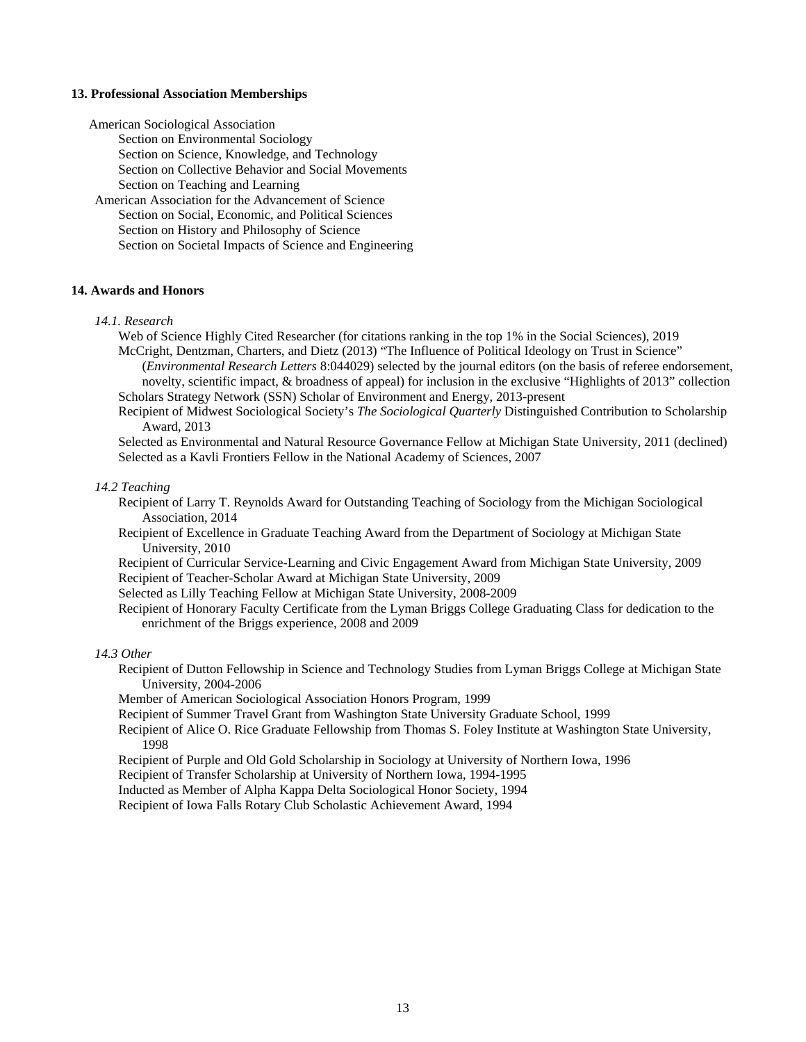**13. Professional Association Memberships**

American Sociological Association
- Section on Environmental Sociology
- Section on Science, Knowledge, and Technology
- Section on Collective Behavior and Social Movements
- Section on Teaching and Learning

American Association for the Advancement of Science
- Section on Social, Economic, and Political Sciences
- Section on History and Philosophy of Science
- Section on Societal Impacts of Science and Engineering

**14. Awards and Honors**

*14.1. Research*

Web of Science Highly Cited Researcher (for citations ranking in the top 1% in the Social Sciences), 2019

McCright, Dentzman, Charters, and Dietz (2013) "The Influence of Political Ideology on Trust in Science" (*Environmental Research Letters* 8:044029) selected by the journal editors (on the basis of referee endorsement, novelty, scientific impact, & broadness of appeal) for inclusion in the exclusive "Highlights of 2013" collection

Scholars Strategy Network (SSN) Scholar of Environment and Energy, 2013-present

Recipient of Midwest Sociological Society's *The Sociological Quarterly* Distinguished Contribution to Scholarship Award, 2013

Selected as Environmental and Natural Resource Governance Fellow at Michigan State University, 2011 (declined)

Selected as a Kavli Frontiers Fellow in the National Academy of Sciences, 2007

*14.2 Teaching*

Recipient of Larry T. Reynolds Award for Outstanding Teaching of Sociology from the Michigan Sociological Association, 2014

Recipient of Excellence in Graduate Teaching Award from the Department of Sociology at Michigan State University, 2010

Recipient of Curricular Service-Learning and Civic Engagement Award from Michigan State University, 2009

Recipient of Teacher-Scholar Award at Michigan State University, 2009

Selected as Lilly Teaching Fellow at Michigan State University, 2008-2009

Recipient of Honorary Faculty Certificate from the Lyman Briggs College Graduating Class for dedication to the enrichment of the Briggs experience, 2008 and 2009

*14.3 Other*

Recipient of Dutton Fellowship in Science and Technology Studies from Lyman Briggs College at Michigan State University, 2004-2006

Member of American Sociological Association Honors Program, 1999

Recipient of Summer Travel Grant from Washington State University Graduate School, 1999

Recipient of Alice O. Rice Graduate Fellowship from Thomas S. Foley Institute at Washington State University, 1998

Recipient of Purple and Old Gold Scholarship in Sociology at University of Northern Iowa, 1996

Recipient of Transfer Scholarship at University of Northern Iowa, 1994-1995

Inducted as Member of Alpha Kappa Delta Sociological Honor Society, 1994

Recipient of Iowa Falls Rotary Club Scholastic Achievement Award, 1994